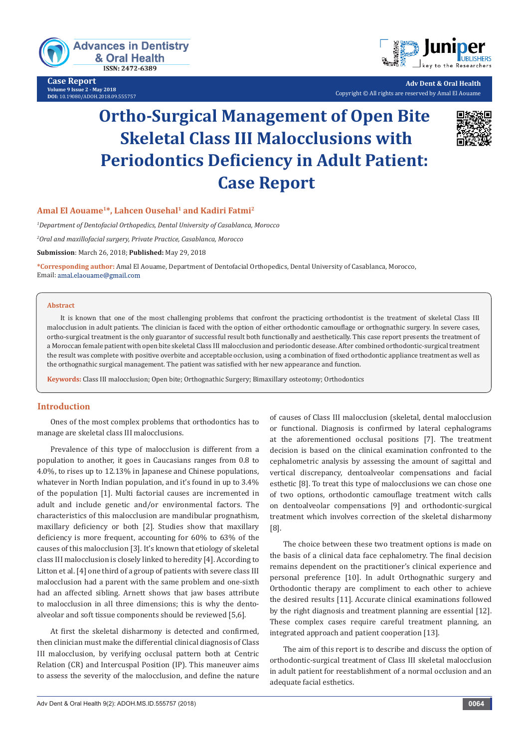Case Report

# Ortho-Surgical Management of Open Bite Skeletal Class III Malocclusions with Periodontics Deficiency in Adult Patient: Case Report

**Amal El Aouame[1]*, Lahcen Ousehal[1] and Kadiri Fatmi[2]**

[1]*Department of Dentofacial Orthopedics, Dental University of Casablanca, Morocco*

[2]*Oral and maxillofacial surgery, Private Practice, Casablanca, Morocco*

**Submission**: March 26, 2018; **Published:** May 29, 2018

***Corresponding author:** Amal El Aouame, Department of Dentofacial Orthopedics, Dental University of Casablanca, Morocco, Email: amal.elaouame@gmail.com

## Abstract

It is known that one of the most challenging problems that confront the practicing orthodontist is the treatment of skeletal Class III malocclusion in adult patients. The clinician is faced with the option of either orthodontic camouflage or orthognathic surgery. In severe cases, ortho-surgical treatment is the only guarantor of successful result both functionally and aesthetically. This case report presents the treatment of a Moroccan female patient with open bite skeletal Class III malocclusion and periodontic desease. After combined orthodontic-surgical treatment the result was complete with positive overbite and acceptable occlusion, using a combination of fixed orthodontic appliance treatment as well as the orthognathic surgical management. The patient was satisfied with her new appearance and function.

**Keywords:** Class III malocclusion; Open bite; Orthognathic Surgery; Bimaxillary osteotomy; Orthodontics

## Introduction

Ones of the most complex problems that orthodontics has to manage are skeletal class III malocclusions.

Prevalence of this type of malocclusion is different from a population to another, it goes in Caucasians ranges from 0.8 to 4.0%, to rises up to 12.13% in Japanese and Chinese populations, whatever in North Indian population, and it's found in up to 3.4% of the population [1]. Multi factorial causes are incremented in adult and include genetic and/or environmental factors. The characteristics of this malocclusion are mandibular prognathism, maxillary deficiency or both [2]. Studies show that maxillary deficiency is more frequent, accounting for 60% to 63% of the causes of this malocclusion [3]. It's known that etiology of skeletal class III malocclusion is closely linked to heredity [4]. According to Litton et al. [4] one third of a group of patients with severe class III malocclusion had a parent with the same problem and one-sixth had an affected sibling. Arnett shows that jaw bases attribute to malocclusion in all three dimensions; this is why the dento-alveolar and soft tissue components should be reviewed [5,6].

At first the skeletal disharmony is detected and confirmed, then clinician must make the differential clinical diagnosis of Class III malocclusion, by verifying occlusal pattern both at Centric Relation (CR) and Intercuspal Position (IP). This maneuver aims to assess the severity of the malocclusion, and define the nature of causes of Class III malocclusion (skeletal, dental malocclusion or functional. Diagnosis is confirmed by lateral cephalograms at the aforementioned occlusal positions [7]. The treatment decision is based on the clinical examination confronted to the cephalometric analysis by assessing the amount of sagittal and vertical discrepancy, dentoalveolar compensations and facial esthetic [8]. To treat this type of malocclusions we can chose one of two options, orthodontic camouflage treatment witch calls on dentoalveolar compensations [9] and orthodontic-surgical treatment which involves correction of the skeletal disharmony [8].

The choice between these two treatment options is made on the basis of a clinical data face cephalometry. The final decision remains dependent on the practitioner's clinical experience and personal preference [10]. In adult Orthognathic surgery and Orthodontic therapy are compliment to each other to achieve the desired results [11]. Accurate clinical examinations followed by the right diagnosis and treatment planning are essential [12]. These complex cases require careful treatment planning, an integrated approach and patient cooperation [13].

The aim of this report is to describe and discuss the option of orthodontic-surgical treatment of Class III skeletal malocclusion in adult patient for reestablishment of a normal occlusion and an adequate facial esthetics.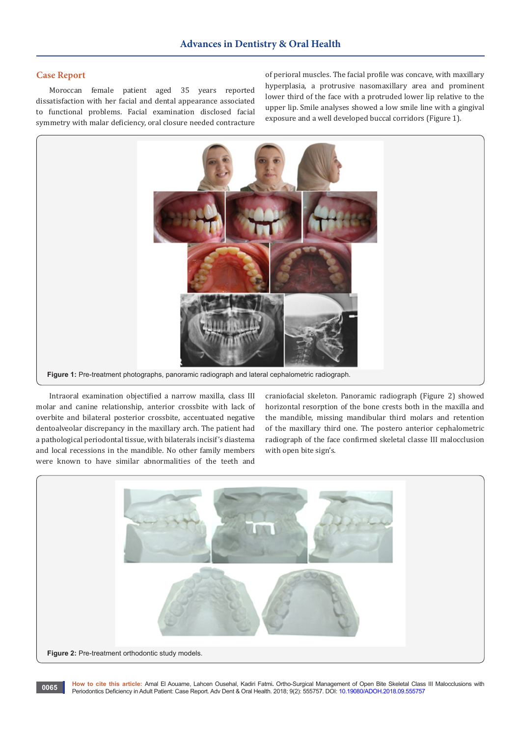## Case Report

Moroccan female patient aged 35 years reported dissatisfaction with her facial and dental appearance associated to functional problems. Facial examination disclosed facial symmetry with malar deficiency, oral closure needed contracture of perioral muscles. The facial profile was concave, with maxillary hyperplasia, a protrusive nasomaxillary area and prominent lower third of the face with a protruded lower lip relative to the upper lip. Smile analyses showed a low smile line with a gingival exposure and a well developed buccal corridors (Figure 1).

**Figure 1:** Pre-treatment photographs, panoramic radiograph and lateral cephalometric radiograph.

Intraoral examination objectified a narrow maxilla, class III molar and canine relationship, anterior crossbite with lack of overbite and bilateral posterior crossbite, accentuated negative dentoalveolar discrepancy in the maxillary arch. The patient had a pathological periodontal tissue, with bilaterals incisif's diastema and local recessions in the mandible. No other family members were known to have similar abnormalities of the teeth and craniofacial skeleton. Panoramic radiograph (Figure 2) showed horizontal resorption of the bone crests both in the maxilla and the mandible, missing mandibular third molars and retention of the maxillary third one. The postero anterior cephalometric radiograph of the face confirmed skeletal classe III malocclusion with open bite sign's.

**Figure 2:** Pre-treatment orthodontic study models.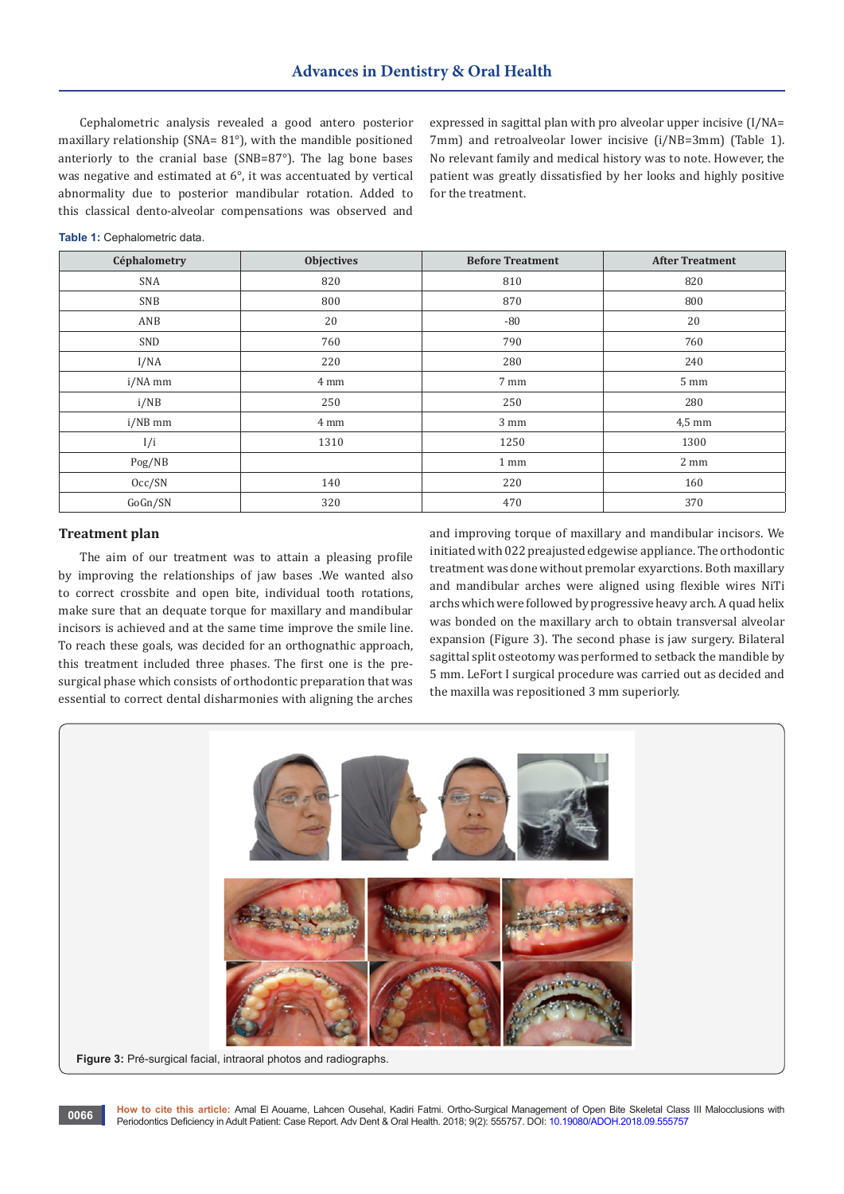Cephalometric analysis revealed a good antero posterior maxillary relationship (SNA= 81°), with the mandible positioned anteriorly to the cranial base (SNB=87°). The lag bone bases was negative and estimated at 6°, it was accentuated by vertical abnormality due to posterior mandibular rotation. Added to this classical dento-alveolar compensations was observed and expressed in sagittal plan with pro alveolar upper incisive (I/NA= 7mm) and retroalveolar lower incisive (i/NB=3mm) (Table 1). No relevant family and medical history was to note. However, the patient was greatly dissatisfied by her looks and highly positive for the treatment.

**Table 1:** Cephalometric data.

| Céphalometry | Objectives | Before Treatment | After Treatment |
|---|---|---|---|
| SNA | 820 | 810 | 820 |
| SNB | 800 | 870 | 800 |
| ANB | 20 | -80 | 20 |
| SND | 760 | 790 | 760 |
| I/NA | 220 | 280 | 240 |
| i/NA mm | 4 mm | 7 mm | 5 mm |
| i/NB | 250 | 250 | 280 |
| i/NB mm | 4 mm | 3 mm | 4,5 mm |
| I/i | 1310 | 1250 | 1300 |
| Pog/NB | | 1 mm | 2 mm |
| Occ/SN | 140 | 220 | 160 |
| GoGn/SN | 320 | 470 | 370 |

## Treatment plan

The aim of our treatment was to attain a pleasing profile by improving the relationships of jaw bases .We wanted also to correct crossbite and open bite, individual tooth rotations, make sure that an dequate torque for maxillary and mandibular incisors is achieved and at the same time improve the smile line. To reach these goals, was decided for an orthognathic approach, this treatment included three phases. The first one is the pre-surgical phase which consists of orthodontic preparation that was essential to correct dental disharmonies with aligning the arches and improving torque of maxillary and mandibular incisors. We initiated with 022 preajusted edgewise appliance. The orthodontic treatment was done without premolar exyarctions. Both maxillary and mandibular arches were aligned using flexible wires NiTi archs which were followed by progressive heavy arch. A quad helix was bonded on the maxillary arch to obtain transversal alveolar expansion (Figure 3). The second phase is jaw surgery. Bilateral sagittal split osteotomy was performed to setback the mandible by 5 mm. LeFort I surgical procedure was carried out as decided and the maxilla was repositioned 3 mm superiorly.

**Figure 3:** Pré-surgical facial, intraoral photos and radiographs.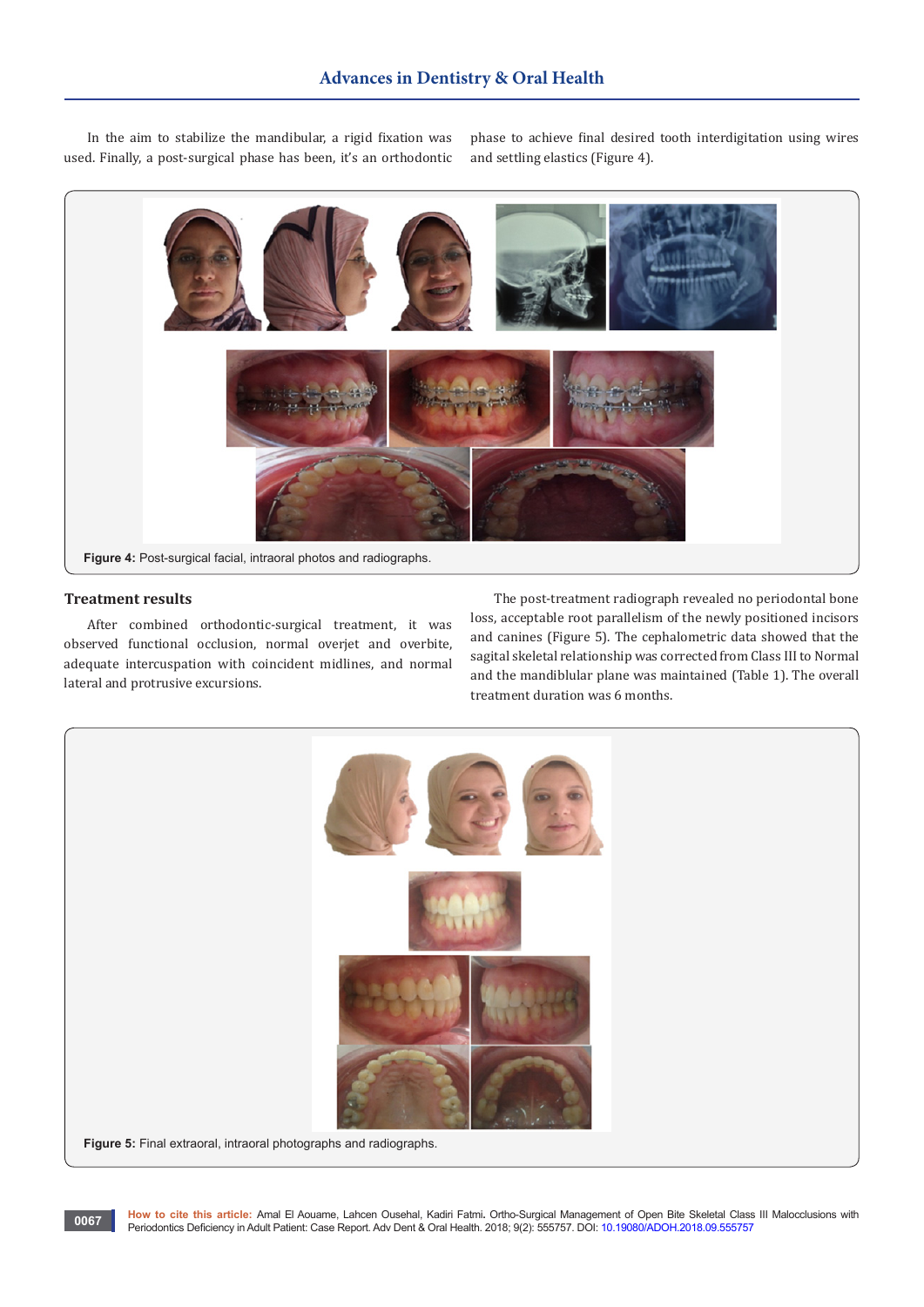In the aim to stabilize the mandibular, a rigid fixation was used. Finally, a post-surgical phase has been, it's an orthodontic phase to achieve final desired tooth interdigitation using wires and settling elastics (Figure 4).

**Figure 4:** Post-surgical facial, intraoral photos and radiographs.

### Treatment results

After combined orthodontic-surgical treatment, it was observed functional occlusion, normal overjet and overbite, adequate intercuspation with coincident midlines, and normal lateral and protrusive excursions.

The post-treatment radiograph revealed no periodontal bone loss, acceptable root parallelism of the newly positioned incisors and canines (Figure 5). The cephalometric data showed that the sagital skeletal relationship was corrected from Class III to Normal and the mandiblular plane was maintained (Table 1). The overall treatment duration was 6 months.

**Figure 5:** Final extraoral, intraoral photographs and radiographs.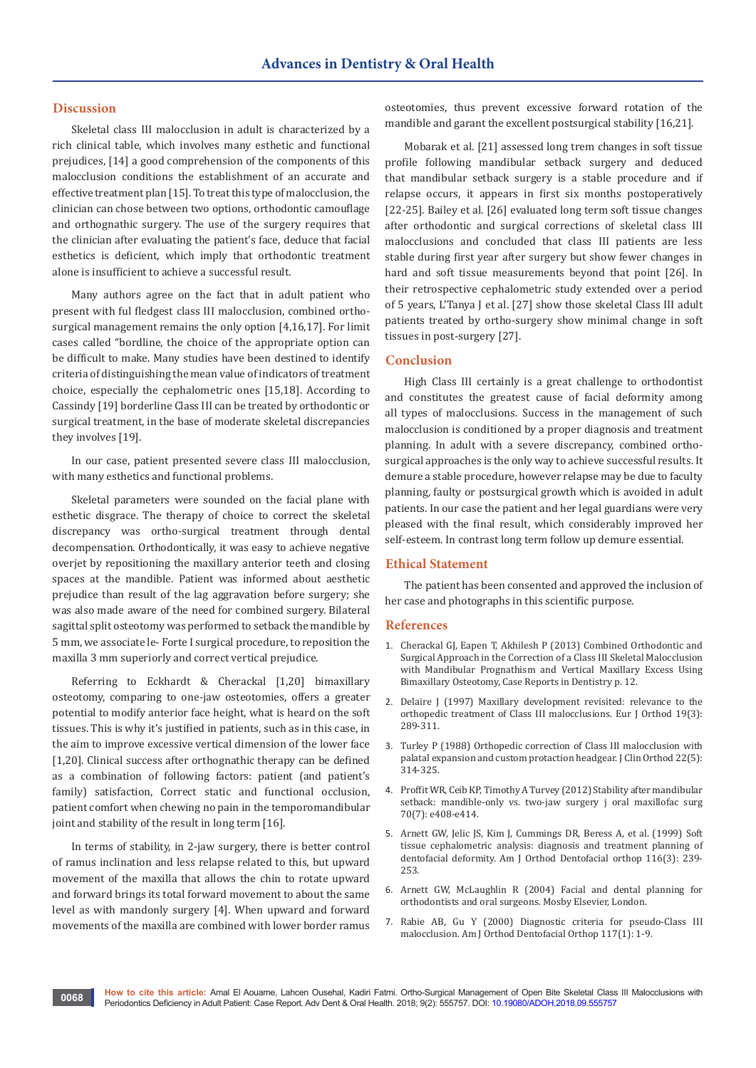## Discussion

Skeletal class III malocclusion in adult is characterized by a rich clinical table, which involves many esthetic and functional prejudices, [14] a good comprehension of the components of this malocclusion conditions the establishment of an accurate and effective treatment plan [15]. To treat this type of malocclusion, the clinician can chose between two options, orthodontic camouflage and orthognathic surgery. The use of the surgery requires that the clinician after evaluating the patient's face, deduce that facial esthetics is deficient, which imply that orthodontic treatment alone is insufficient to achieve a successful result.

Many authors agree on the fact that in adult patient who present with ful fledgest class III malocclusion, combined ortho-surgical management remains the only option [4,16,17]. For limit cases called "bordline, the choice of the appropriate option can be difficult to make. Many studies have been destined to identify criteria of distinguishing the mean value of indicators of treatment choice, especially the cephalometric ones [15,18]. According to Cassindy [19] borderline Class III can be treated by orthodontic or surgical treatment, in the base of moderate skeletal discrepancies they involves [19].

In our case, patient presented severe class III malocclusion, with many esthetics and functional problems.

Skeletal parameters were sounded on the facial plane with esthetic disgrace. The therapy of choice to correct the skeletal discrepancy was ortho-surgical treatment through dental decompensation. Orthodontically, it was easy to achieve negative overjet by repositioning the maxillary anterior teeth and closing spaces at the mandible. Patient was informed about aesthetic prejudice than result of the lag aggravation before surgery; she was also made aware of the need for combined surgery. Bilateral sagittal split osteotomy was performed to setback the mandible by 5 mm, we associate le- Forte I surgical procedure, to reposition the maxilla 3 mm superiorly and correct vertical prejudice.

Referring to Eckhardt & Cherackal [1,20] bimaxillary osteotomy, comparing to one-jaw osteotomies, offers a greater potential to modify anterior face height, what is heard on the soft tissues. This is why it's justified in patients, such as in this case, in the aim to improve excessive vertical dimension of the lower face [1,20]. Clinical success after orthognathic therapy can be defined as a combination of following factors: patient (and patient's family) satisfaction, Correct static and functional occlusion, patient comfort when chewing no pain in the temporomandibular joint and stability of the result in long term [16].

In terms of stability, in 2-jaw surgery, there is better control of ramus inclination and less relapse related to this, but upward movement of the maxilla that allows the chin to rotate upward and forward brings its total forward movement to about the same level as with mandonly surgery [4]. When upward and forward movements of the maxilla are combined with lower border ramus osteotomies, thus prevent excessive forward rotation of the mandible and garant the excellent postsurgical stability [16,21].

Mobarak et al. [21] assessed long trem changes in soft tissue profile following mandibular setback surgery and deduced that mandibular setback surgery is a stable procedure and if relapse occurs, it appears in first six months postoperatively [22-25]. Bailey et al. [26] evaluated long term soft tissue changes after orthodontic and surgical corrections of skeletal class III malocclusions and concluded that class III patients are less stable during first year after surgery but show fewer changes in hard and soft tissue measurements beyond that point [26]. In their retrospective cephalometric study extended over a period of 5 years, L'Tanya J et al. [27] show those skeletal Class III adult patients treated by ortho-surgery show minimal change in soft tissues in post-surgery [27].

## Conclusion

High Class III certainly is a great challenge to orthodontist and constitutes the greatest cause of facial deformity among all types of malocclusions. Success in the management of such malocclusion is conditioned by a proper diagnosis and treatment planning. In adult with a severe discrepancy, combined ortho-surgical approaches is the only way to achieve successful results. It demure a stable procedure, however relapse may be due to faculty planning, faulty or postsurgical growth which is avoided in adult patients. In our case the patient and her legal guardians were very pleased with the final result, which considerably improved her self-esteem. In contrast long term follow up demure essential.

## Ethical Statement

The patient has been consented and approved the inclusion of her case and photographs in this scientific purpose.

## References

1. Cherackal GJ, Eapen T, Akhilesh P (2013) Combined Orthodontic and Surgical Approach in the Correction of a Class III Skeletal Malocclusion with Mandibular Prognathism and Vertical Maxillary Excess Using Bimaxillary Osteotomy, Case Reports in Dentistry p. 12.
2. Delaire J (1997) Maxillary development revisited: relevance to the orthopedic treatment of Class III malocclusions. Eur J Orthod 19(3): 289-311.
3. Turley P (1988) Orthopedic correction of Class III malocclusion with palatal expansion and custom protraction headgear. J Clin Orthod 22(5): 314-325.
4. Proffit WR, Ceib KP, Timothy A Turvey (2012) Stability after mandibular setback: mandible-only vs. two-jaw surgery j oral maxillofac surg 70(7): e408-e414.
5. Arnett GW, Jelic JS, Kim J, Cummings DR, Beress A, et al. (1999) Soft tissue cephalometric analysis: diagnosis and treatment planning of dentofacial deformity. Am J Orthod Dentofacial orthop 116(3): 239-253.
6. Arnett GW, McLaughlin R (2004) Facial and dental planning for orthodontists and oral surgeons. Mosby Elsevier, London.
7. Rabie AB, Gu Y (2000) Diagnostic criteria for pseudo-Class III malocclusion. Am J Orthod Dentofacial Orthop 117(1): 1-9.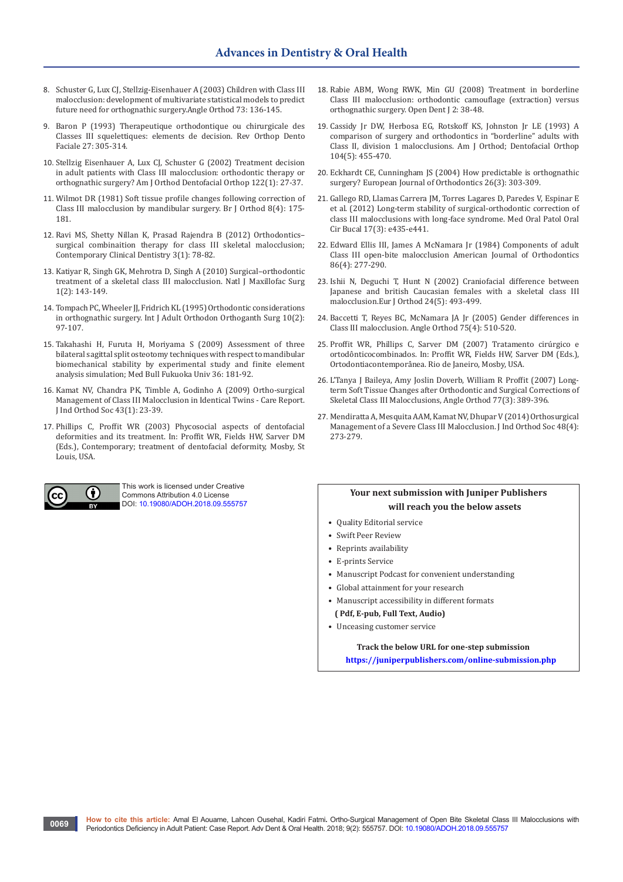8. Schuster G, Lux CJ, Stellzig-Eisenhauer A (2003) Children with Class III malocclusion: development of multivariate statistical models to predict future need for orthognathic surgery.Angle Orthod 73: 136-145.

9. Baron P (1993) Therapeutique orthodontique ou chirurgicale des Classes III squelettiques: elements de decision. Rev Orthop Dento Faciale 27: 305-314.

10. Stellzig Eisenhauer A, Lux CJ, Schuster G (2002) Treatment decision in adult patients with Class III malocclusion: orthodontic therapy or orthognathic surgery? Am J Orthod Dentofacial Orthop 122(1): 27-37.

11. Wilmot DR (1981) Soft tissue profile changes following correction of Class III malocclusion by mandibular surgery. Br J Orthod 8(4): 175-181.

12. Ravi MS, Shetty Nillan K, Prasad Rajendra B (2012) Orthodontics–surgical combinaition therapy for class III skeletal malocclusion; Contemporary Clinical Dentistry 3(1): 78-82.

13. Katiyar R, Singh GK, Mehrotra D, Singh A (2010) Surgical–orthodontic treatment of a skeletal class III malocclusion. Natl J Maxillofac Surg 1(2): 143-149.

14. Tompach PC, Wheeler JJ, Fridrich KL (1995) Orthodontic considerations in orthognathic surgery. Int J Adult Orthodon Orthoganth Surg 10(2): 97-107.

15. Takahashi H, Furuta H, Moriyama S (2009) Assessment of three bilateral sagittal split osteotomy techniques with respect to mandibular biomechanical stability by experimental study and finite element analysis simulation; Med Bull Fukuoka Univ 36: 181-92.

16. Kamat NV, Chandra PK, Timble A, Godinho A (2009) Ortho-surgical Management of Class III Malocclusion in Identical Twins - Care Report. J Ind Orthod Soc 43(1): 23-39.

17. Phillips C, Proffit WR (2003) Phycosocial aspects of dentofacial deformities and its treatment. In: Proffit WR, Fields HW, Sarver DM (Eds.), Contemporary; treatment of dentofacial deformity, Mosby, St Louis, USA.

18. Rabie ABM, Wong RWK, Min GU (2008) Treatment in borderline Class III malocclusion: orthodontic camouflage (extraction) versus orthognathic surgery. Open Dent J 2: 38-48.

19. Cassidy Jr DW, Herbosa EG, Rotskoff KS, Johnston Jr LE (1993) A comparison of surgery and orthodontics in "borderline" adults with Class II, division 1 malocclusions. Am J Orthod; Dentofacial Orthop 104(5): 455-470.

20. Eckhardt CE, Cunningham JS (2004) How predictable is orthognathic surgery? European Journal of Orthodontics 26(3): 303-309.

21. Gallego RD, Llamas Carrera JM, Torres Lagares D, Paredes V, Espinar E et al. (2012) Long-term stability of surgical-orthodontic correction of class III malocclusions with long-face syndrome. Med Oral Patol Oral Cir Bucal 17(3): e435-e441.

22. Edward Ellis III, James A McNamara Jr (1984) Components of adult Class III open-bite malocclusion American Journal of Orthodontics 86(4): 277-290.

23. Ishii N, Deguchi T, Hunt N (2002) Craniofacial difference between Japanese and british Caucasian females with a skeletal class III malocclusion.Eur J Orthod 24(5): 493-499.

24. Baccetti T, Reyes BC, McNamara JA Jr (2005) Gender differences in Class III malocclusion. Angle Orthod 75(4): 510-520.

25. Proffit WR, Phillips C, Sarver DM (2007) Tratamento cirúrgico e ortodônticocombinados. In: Proffit WR, Fields HW, Sarver DM (Eds.), Ortodontiacontemporânea. Rio de Janeiro, Mosby, USA.

26. L'Tanya J Baileya, Amy Joslin Doverb, William R Proffit (2007) Long-term Soft Tissue Changes after Orthodontic and Surgical Corrections of Skeletal Class III Malocclusions, Angle Orthod 77(3): 389-396.

27. Mendiratta A, Mesquita AAM, Kamat NV, Dhupar V (2014) Orthosurgical Management of a Severe Class III Malocclusion. J Ind Orthod Soc 48(4): 273-279.

This work is licensed under Creative Commons Attribution 4.0 License
DOI: 10.19080/ADOH.2018.09.555757

**Your next submission with Juniper Publishers will reach you the below assets**

- Quality Editorial service
- Swift Peer Review
- Reprints availability
- E-prints Service
- Manuscript Podcast for convenient understanding
- Global attainment for your research
- Manuscript accessibility in different formats
  **( Pdf, E-pub, Full Text, Audio)**
- Unceasing customer service

**Track the below URL for one-step submission**
**https://juniperpublishers.com/online-submission.php**